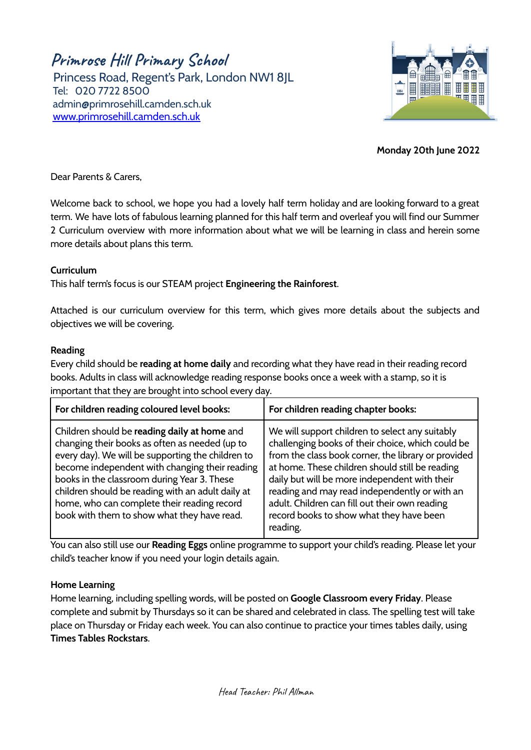# Primrose Hill Primary School

Princess Road, Regent's Park, London NW1 8JL
Tel: 020 7722 8500
admin@primrosehill.camden.sch.uk
[www.primrosehill.camden.sch.uk](http://www.primrosehill.camden.sch.uk)

**Monday 20th June 2022**

Dear Parents & Carers,

Welcome back to school, we hope you had a lovely half term holiday and are looking forward to a great term. We have lots of fabulous learning planned for this half term and overleaf you will find our Summer 2 Curriculum overview with more information about what we will be learning in class and herein some more details about plans this term.

**Curriculum**

This half term's focus is our STEAM project **Engineering the Rainforest**.

Attached is our curriculum overview for this term, which gives more details about the subjects and objectives we will be covering.

**Reading**

Every child should be **reading at home daily** and recording what they have read in their reading record books. Adults in class will acknowledge reading response books once a week with a stamp, so it is important that they are brought into school every day.

| For children reading coloured level books: | For children reading chapter books: |
| --- | --- |
| Children should be **reading daily at home** and changing their books as often as needed (up to every day). We will be supporting the children to become independent with changing their reading books in the classroom during Year 3. These children should be reading with an adult daily at home, who can complete their reading record book with them to show what they have read. | We will support children to select any suitably challenging books of their choice, which could be from the class book corner, the library or provided at home. These children should still be reading daily but will be more independent with their reading and may read independently or with an adult. Children can fill out their own reading record books to show what they have been reading. |

You can also still use our **Reading Eggs** online programme to support your child's reading. Please let your child's teacher know if you need your login details again.

**Home Learning**

Home learning, including spelling words, will be posted on **Google Classroom every Friday**. Please complete and submit by Thursdays so it can be shared and celebrated in class. The spelling test will take place on Thursday or Friday each week. You can also continue to practice your times tables daily, using **Times Tables Rockstars**.

*Head Teacher: Phil Allman*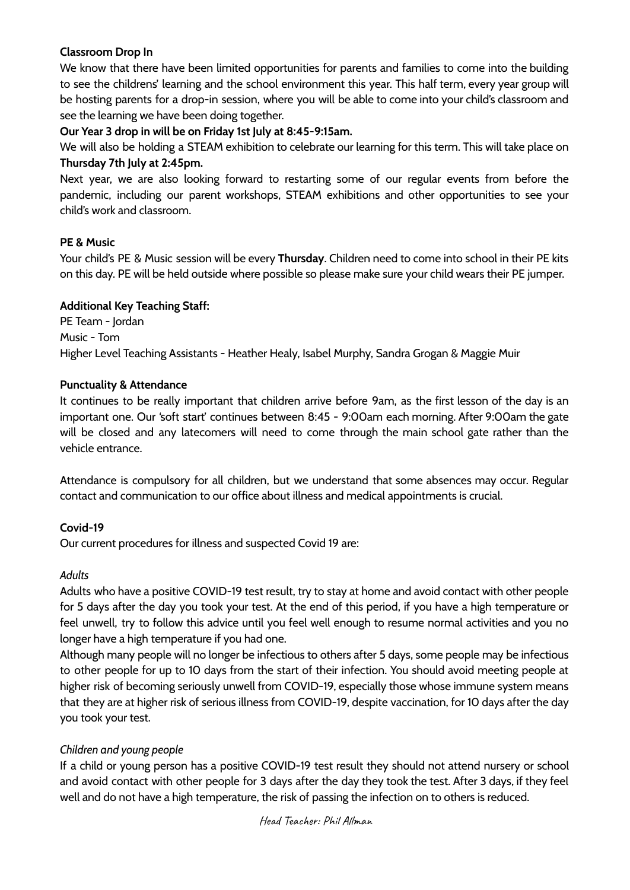**Classroom Drop In**

We know that there have been limited opportunities for parents and families to come into the building to see the childrens' learning and the school environment this year. This half term, every year group will be hosting parents for a drop-in session, where you will be able to come into your child's classroom and see the learning we have been doing together.

**Our Year 3 drop in will be on Friday 1st July at 8:45-9:15am.**

We will also be holding a STEAM exhibition to celebrate our learning for this term. This will take place on **Thursday 7th July at 2:45pm.**

Next year, we are also looking forward to restarting some of our regular events from before the pandemic, including our parent workshops, STEAM exhibitions and other opportunities to see your child's work and classroom.

**PE & Music**

Your child's PE & Music session will be every **Thursday**. Children need to come into school in their PE kits on this day. PE will be held outside where possible so please make sure your child wears their PE jumper.

**Additional Key Teaching Staff:**

PE Team - Jordan
Music - Tom
Higher Level Teaching Assistants - Heather Healy, Isabel Murphy, Sandra Grogan & Maggie Muir

**Punctuality & Attendance**

It continues to be really important that children arrive before 9am, as the first lesson of the day is an important one. Our 'soft start' continues between 8:45 - 9:00am each morning. After 9:00am the gate will be closed and any latecomers will need to come through the main school gate rather than the vehicle entrance.

Attendance is compulsory for all children, but we understand that some absences may occur. Regular contact and communication to our office about illness and medical appointments is crucial.

**Covid-19**

Our current procedures for illness and suspected Covid 19 are:

*Adults*

Adults who have a positive COVID-19 test result, try to stay at home and avoid contact with other people for 5 days after the day you took your test. At the end of this period, if you have a high temperature or feel unwell, try to follow this advice until you feel well enough to resume normal activities and you no longer have a high temperature if you had one.

Although many people will no longer be infectious to others after 5 days, some people may be infectious to other people for up to 10 days from the start of their infection. You should avoid meeting people at higher risk of becoming seriously unwell from COVID-19, especially those whose immune system means that they are at higher risk of serious illness from COVID-19, despite vaccination, for 10 days after the day you took your test.

*Children and young people*

If a child or young person has a positive COVID-19 test result they should not attend nursery or school and avoid contact with other people for 3 days after the day they took the test. After 3 days, if they feel well and do not have a high temperature, the risk of passing the infection on to others is reduced.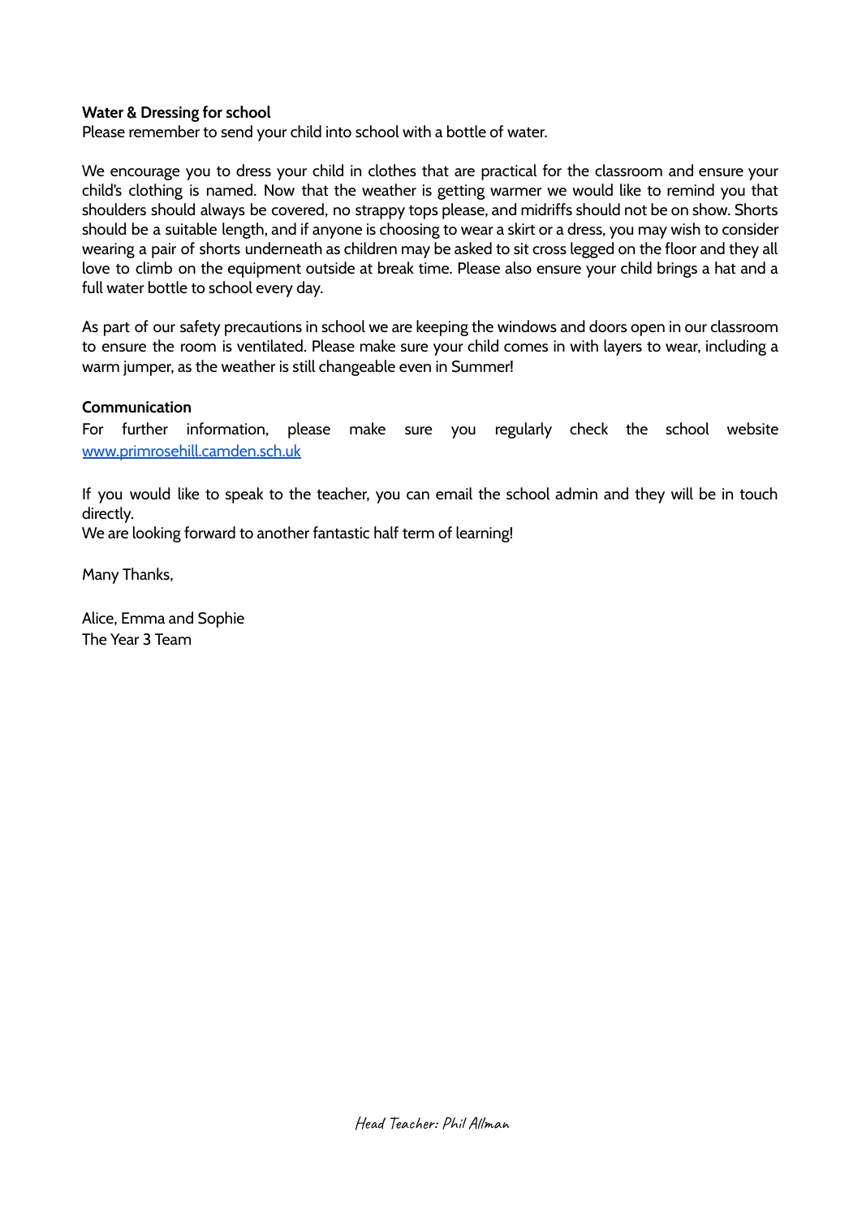**Water & Dressing for school**
Please remember to send your child into school with a bottle of water.

We encourage you to dress your child in clothes that are practical for the classroom and ensure your child's clothing is named. Now that the weather is getting warmer we would like to remind you that shoulders should always be covered, no strappy tops please, and midriffs should not be on show. Shorts should be a suitable length, and if anyone is choosing to wear a skirt or a dress, you may wish to consider wearing a pair of shorts underneath as children may be asked to sit cross legged on the floor and they all love to climb on the equipment outside at break time. Please also ensure your child brings a hat and a full water bottle to school every day.

As part of our safety precautions in school we are keeping the windows and doors open in our classroom to ensure the room is ventilated. Please make sure your child comes in with layers to wear, including a warm jumper, as the weather is still changeable even in Summer!

**Communication**
For further information, please make sure you regularly check the school website [www.primrosehill.camden.sch.uk](http://www.primrosehill.camden.sch.uk)

If you would like to speak to the teacher, you can email the school admin and they will be in touch directly.
We are looking forward to another fantastic half term of learning!

Many Thanks,

Alice, Emma and Sophie
The Year 3 Team